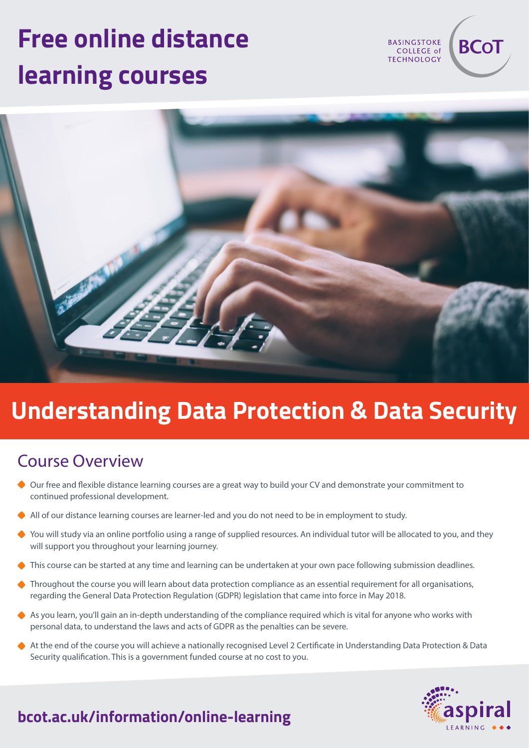# Free online distance learning courses

BASINGSTOKE COLLEGE of TECHNOLOGY BCoT

## Understanding Data Protection & Data Security

### Course Overview

- Our free and flexible distance learning courses are a great way to build your CV and demonstrate your commitment to continued professional development.
- All of our distance learning courses are learner-led and you do not need to be in employment to study.
- You will study via an online portfolio using a range of supplied resources. An individual tutor will be allocated to you, and they will support you throughout your learning journey.
- This course can be started at any time and learning can be undertaken at your own pace following submission deadlines.
- Throughout the course you will learn about data protection compliance as an essential requirement for all organisations, regarding the General Data Protection Regulation (GDPR) legislation that came into force in May 2018.
- As you learn, you'll gain an in-depth understanding of the compliance required which is vital for anyone who works with personal data, to understand the laws and acts of GDPR as the penalties can be severe.
- At the end of the course you will achieve a nationally recognised Level 2 Certificate in Understanding Data Protection & Data Security qualification. This is a government funded course at no cost to you.

**bcot.ac.uk/information/online-learning**

aspiral LEARNING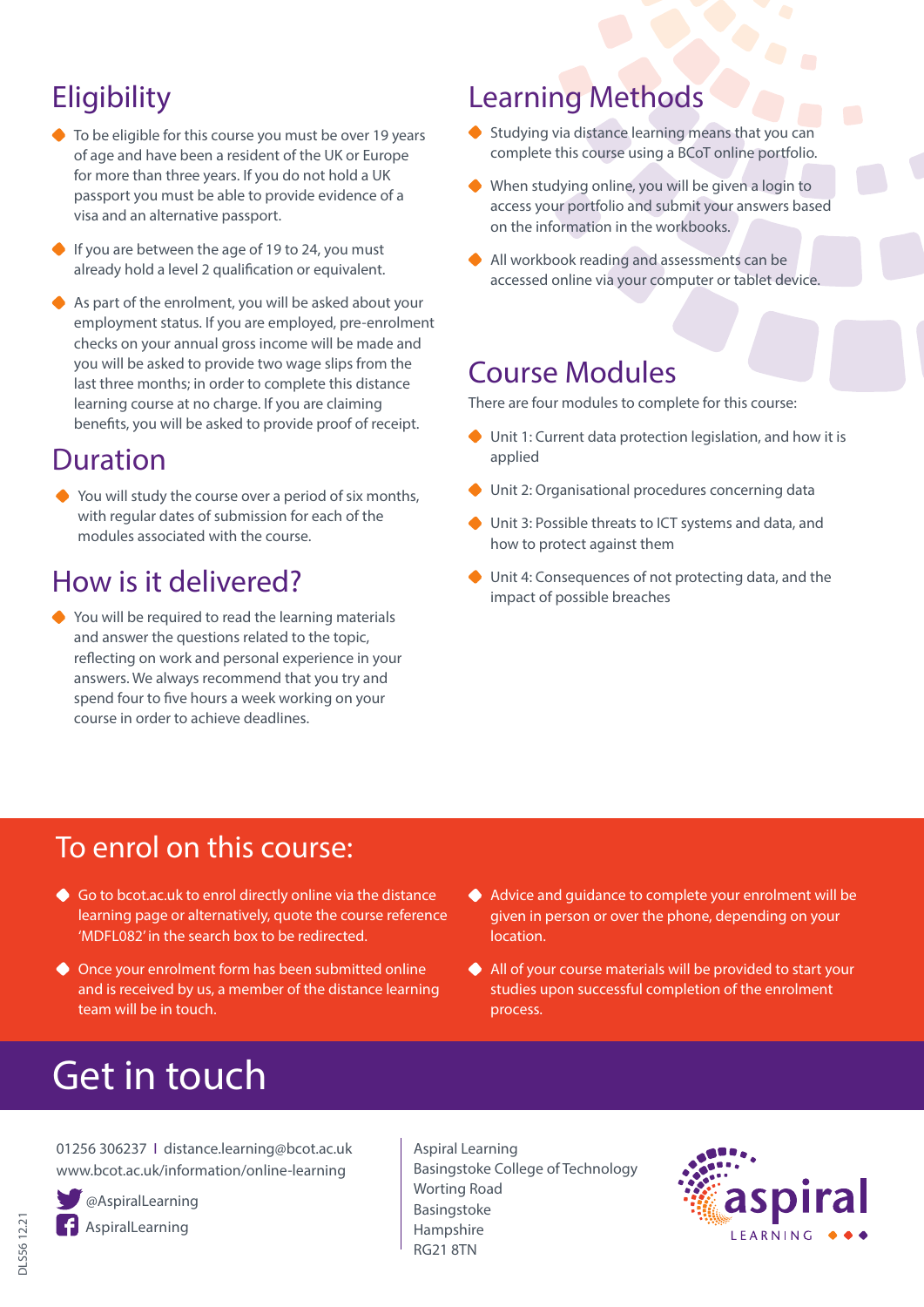## Eligibility

- To be eligible for this course you must be over 19 years of age and have been a resident of the UK or Europe for more than three years. If you do not hold a UK passport you must be able to provide evidence of a visa and an alternative passport.
- If you are between the age of 19 to 24, you must already hold a level 2 qualification or equivalent.
- As part of the enrolment, you will be asked about your employment status. If you are employed, pre-enrolment checks on your annual gross income will be made and you will be asked to provide two wage slips from the last three months; in order to complete this distance learning course at no charge. If you are claiming benefits, you will be asked to provide proof of receipt.

## Duration

- You will study the course over a period of six months, with regular dates of submission for each of the modules associated with the course.

## How is it delivered?

- You will be required to read the learning materials and answer the questions related to the topic, reflecting on work and personal experience in your answers. We always recommend that you try and spend four to five hours a week working on your course in order to achieve deadlines.

## Learning Methods

- Studying via distance learning means that you can complete this course using a BCoT online portfolio.
- When studying online, you will be given a login to access your portfolio and submit your answers based on the information in the workbooks.
- All workbook reading and assessments can be accessed online via your computer or tablet device.

## Course Modules

There are four modules to complete for this course:

- Unit 1: Current data protection legislation, and how it is applied
- Unit 2: Organisational procedures concerning data
- Unit 3: Possible threats to ICT systems and data, and how to protect against them
- Unit 4: Consequences of not protecting data, and the impact of possible breaches

## To enrol on this course:

- Go to bcot.ac.uk to enrol directly online via the distance learning page or alternatively, quote the course reference 'MDFL082' in the search box to be redirected.
- Once your enrolment form has been submitted online and is received by us, a member of the distance learning team will be in touch.
- Advice and guidance to complete your enrolment will be given in person or over the phone, depending on your location.
- All of your course materials will be provided to start your studies upon successful completion of the enrolment process.

## Get in touch

01256 306237 I distance.learning@bcot.ac.uk
www.bcot.ac.uk/information/online-learning

@AspiralLearning

AspiralLearning

Aspiral Learning
Basingstoke College of Technology
Worting Road
Basingstoke
Hampshire
RG21 8TN

aspiral LEARNING

DLS56 12.21